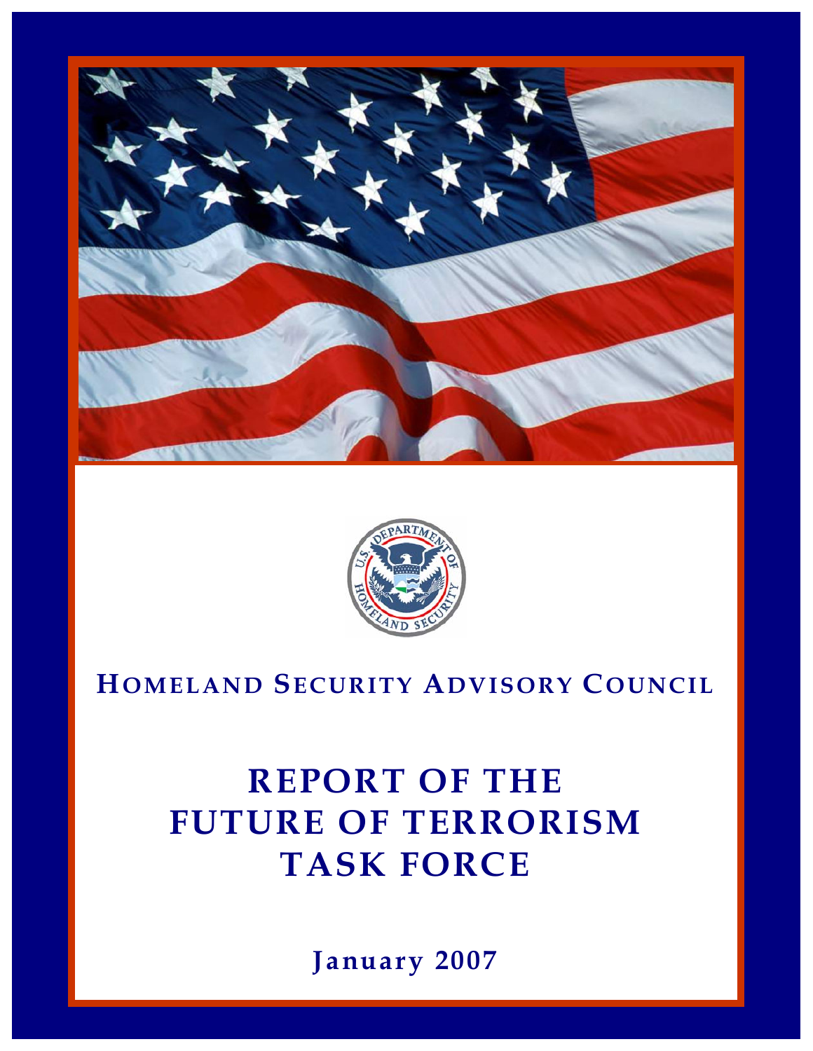**HOMELAND SECURITY ADVISORY COUNCIL**

# REPORT OF THE FUTURE OF TERRORISM TASK FORCE

**January 2007**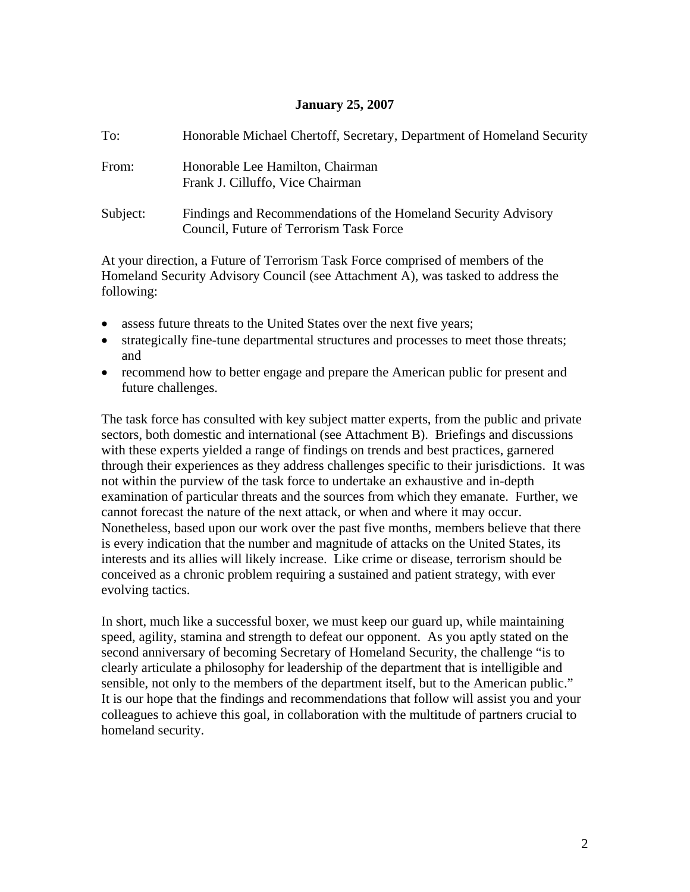**January 25, 2007**

| | |
|---|---|
| To: | Honorable Michael Chertoff, Secretary, Department of Homeland Security |
| From: | Honorable Lee Hamilton, Chairman<br>Frank J. Cilluffo, Vice Chairman |
| Subject: | Findings and Recommendations of the Homeland Security Advisory Council, Future of Terrorism Task Force |

At your direction, a Future of Terrorism Task Force comprised of members of the Homeland Security Advisory Council (see Attachment A), was tasked to address the following:

- assess future threats to the United States over the next five years;
- strategically fine-tune departmental structures and processes to meet those threats; and
- recommend how to better engage and prepare the American public for present and future challenges.

The task force has consulted with key subject matter experts, from the public and private sectors, both domestic and international (see Attachment B). Briefings and discussions with these experts yielded a range of findings on trends and best practices, garnered through their experiences as they address challenges specific to their jurisdictions. It was not within the purview of the task force to undertake an exhaustive and in-depth examination of particular threats and the sources from which they emanate. Further, we cannot forecast the nature of the next attack, or when and where it may occur. Nonetheless, based upon our work over the past five months, members believe that there is every indication that the number and magnitude of attacks on the United States, its interests and its allies will likely increase. Like crime or disease, terrorism should be conceived as a chronic problem requiring a sustained and patient strategy, with ever evolving tactics.

In short, much like a successful boxer, we must keep our guard up, while maintaining speed, agility, stamina and strength to defeat our opponent. As you aptly stated on the second anniversary of becoming Secretary of Homeland Security, the challenge "is to clearly articulate a philosophy for leadership of the department that is intelligible and sensible, not only to the members of the department itself, but to the American public." It is our hope that the findings and recommendations that follow will assist you and your colleagues to achieve this goal, in collaboration with the multitude of partners crucial to homeland security.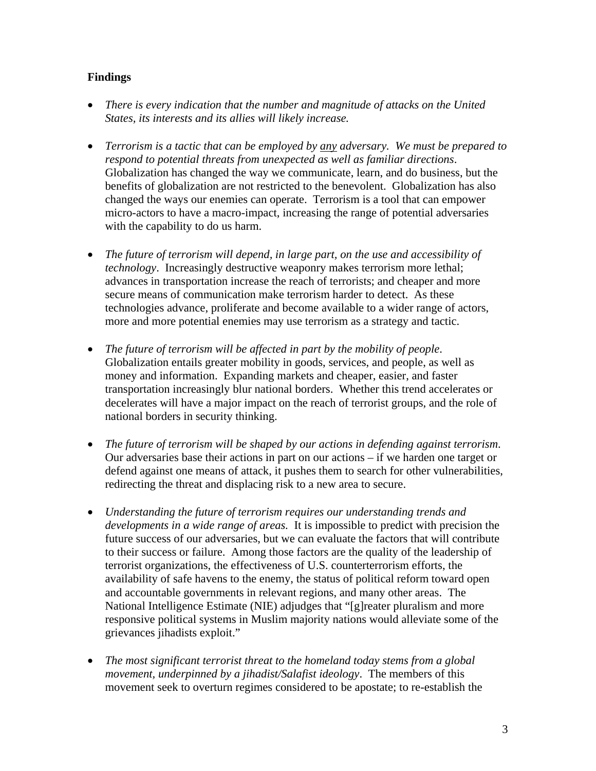**Findings**

- *There is every indication that the number and magnitude of attacks on the United States, its interests and its allies will likely increase.*

- *Terrorism is a tactic that can be employed by <u>any</u> adversary. We must be prepared to respond to potential threats from unexpected as well as familiar directions*. Globalization has changed the way we communicate, learn, and do business, but the benefits of globalization are not restricted to the benevolent. Globalization has also changed the ways our enemies can operate. Terrorism is a tool that can empower micro-actors to have a macro-impact, increasing the range of potential adversaries with the capability to do us harm.

- *The future of terrorism will depend, in large part, on the use and accessibility of technology*. Increasingly destructive weaponry makes terrorism more lethal; advances in transportation increase the reach of terrorists; and cheaper and more secure means of communication make terrorism harder to detect. As these technologies advance, proliferate and become available to a wider range of actors, more and more potential enemies may use terrorism as a strategy and tactic.

- *The future of terrorism will be affected in part by the mobility of people*. Globalization entails greater mobility in goods, services, and people, as well as money and information. Expanding markets and cheaper, easier, and faster transportation increasingly blur national borders. Whether this trend accelerates or decelerates will have a major impact on the reach of terrorist groups, and the role of national borders in security thinking.

- *The future of terrorism will be shaped by our actions in defending against terrorism*. Our adversaries base their actions in part on our actions – if we harden one target or defend against one means of attack, it pushes them to search for other vulnerabilities, redirecting the threat and displacing risk to a new area to secure.

- *Understanding the future of terrorism requires our understanding trends and developments in a wide range of areas.* It is impossible to predict with precision the future success of our adversaries, but we can evaluate the factors that will contribute to their success or failure. Among those factors are the quality of the leadership of terrorist organizations, the effectiveness of U.S. counterterrorism efforts, the availability of safe havens to the enemy, the status of political reform toward open and accountable governments in relevant regions, and many other areas. The National Intelligence Estimate (NIE) adjudges that "[g]reater pluralism and more responsive political systems in Muslim majority nations would alleviate some of the grievances jihadists exploit."

- *The most significant terrorist threat to the homeland today stems from a global movement, underpinned by a jihadist/Salafist ideology*. The members of this movement seek to overturn regimes considered to be apostate; to re-establish the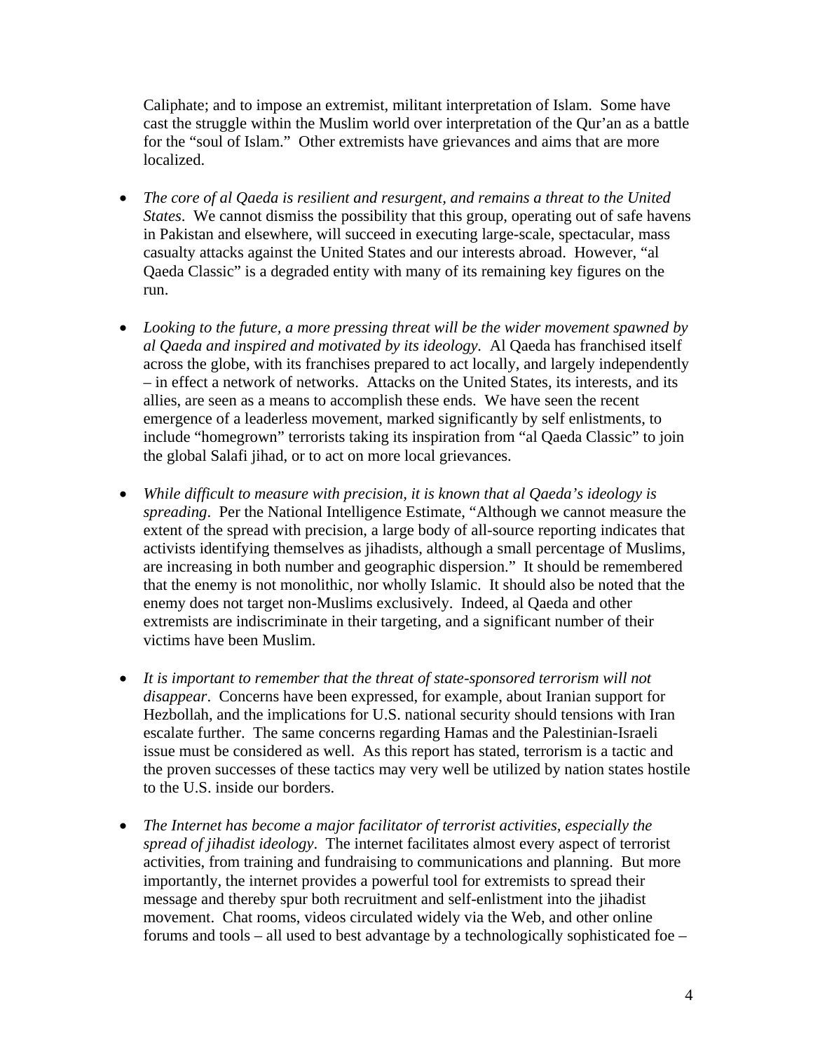Caliphate; and to impose an extremist, militant interpretation of Islam. Some have cast the struggle within the Muslim world over interpretation of the Qur'an as a battle for the "soul of Islam." Other extremists have grievances and aims that are more localized.

- *The core of al Qaeda is resilient and resurgent, and remains a threat to the United States*. We cannot dismiss the possibility that this group, operating out of safe havens in Pakistan and elsewhere, will succeed in executing large-scale, spectacular, mass casualty attacks against the United States and our interests abroad. However, "al Qaeda Classic" is a degraded entity with many of its remaining key figures on the run.

- *Looking to the future, a more pressing threat will be the wider movement spawned by al Qaeda and inspired and motivated by its ideology.* Al Qaeda has franchised itself across the globe, with its franchises prepared to act locally, and largely independently – in effect a network of networks. Attacks on the United States, its interests, and its allies, are seen as a means to accomplish these ends. We have seen the recent emergence of a leaderless movement, marked significantly by self enlistments, to include "homegrown" terrorists taking its inspiration from "al Qaeda Classic" to join the global Salafi jihad, or to act on more local grievances.

- *While difficult to measure with precision, it is known that al Qaeda's ideology is spreading*. Per the National Intelligence Estimate, "Although we cannot measure the extent of the spread with precision, a large body of all-source reporting indicates that activists identifying themselves as jihadists, although a small percentage of Muslims, are increasing in both number and geographic dispersion." It should be remembered that the enemy is not monolithic, nor wholly Islamic. It should also be noted that the enemy does not target non-Muslims exclusively. Indeed, al Qaeda and other extremists are indiscriminate in their targeting, and a significant number of their victims have been Muslim.

- *It is important to remember that the threat of state-sponsored terrorism will not disappear*. Concerns have been expressed, for example, about Iranian support for Hezbollah, and the implications for U.S. national security should tensions with Iran escalate further. The same concerns regarding Hamas and the Palestinian-Israeli issue must be considered as well. As this report has stated, terrorism is a tactic and the proven successes of these tactics may very well be utilized by nation states hostile to the U.S. inside our borders.

- *The Internet has become a major facilitator of terrorist activities, especially the spread of jihadist ideology*. The internet facilitates almost every aspect of terrorist activities, from training and fundraising to communications and planning. But more importantly, the internet provides a powerful tool for extremists to spread their message and thereby spur both recruitment and self-enlistment into the jihadist movement. Chat rooms, videos circulated widely via the Web, and other online forums and tools – all used to best advantage by a technologically sophisticated foe –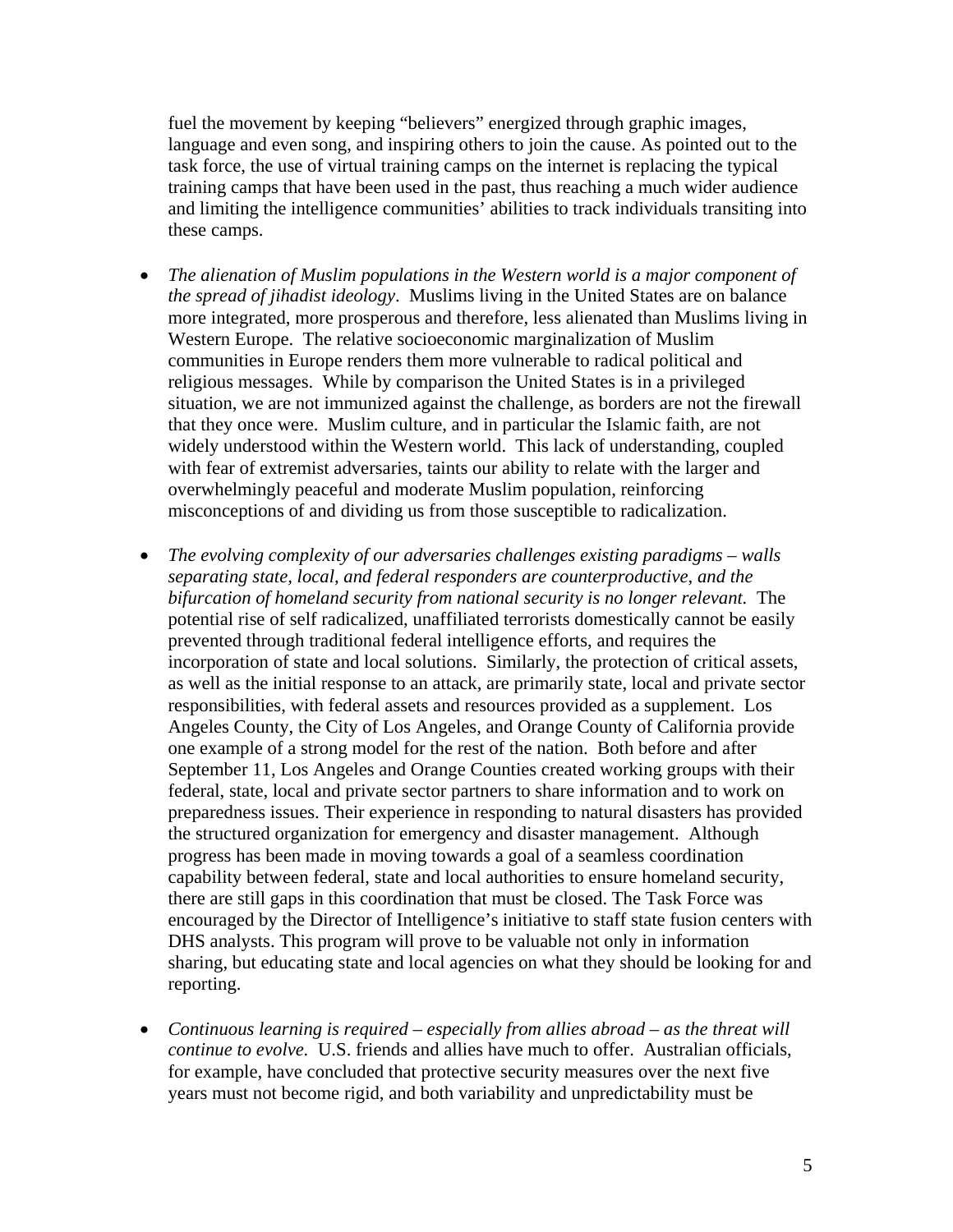fuel the movement by keeping "believers" energized through graphic images, language and even song, and inspiring others to join the cause. As pointed out to the task force, the use of virtual training camps on the internet is replacing the typical training camps that have been used in the past, thus reaching a much wider audience and limiting the intelligence communities' abilities to track individuals transiting into these camps.

- *The alienation of Muslim populations in the Western world is a major component of the spread of jihadist ideology*. Muslims living in the United States are on balance more integrated, more prosperous and therefore, less alienated than Muslims living in Western Europe. The relative socioeconomic marginalization of Muslim communities in Europe renders them more vulnerable to radical political and religious messages. While by comparison the United States is in a privileged situation, we are not immunized against the challenge, as borders are not the firewall that they once were. Muslim culture, and in particular the Islamic faith, are not widely understood within the Western world. This lack of understanding, coupled with fear of extremist adversaries, taints our ability to relate with the larger and overwhelmingly peaceful and moderate Muslim population, reinforcing misconceptions of and dividing us from those susceptible to radicalization.

- *The evolving complexity of our adversaries challenges existing paradigms – walls separating state, local, and federal responders are counterproductive, and the bifurcation of homeland security from national security is no longer relevant.* The potential rise of self radicalized, unaffiliated terrorists domestically cannot be easily prevented through traditional federal intelligence efforts, and requires the incorporation of state and local solutions. Similarly, the protection of critical assets, as well as the initial response to an attack, are primarily state, local and private sector responsibilities, with federal assets and resources provided as a supplement. Los Angeles County, the City of Los Angeles, and Orange County of California provide one example of a strong model for the rest of the nation. Both before and after September 11, Los Angeles and Orange Counties created working groups with their federal, state, local and private sector partners to share information and to work on preparedness issues. Their experience in responding to natural disasters has provided the structured organization for emergency and disaster management. Although progress has been made in moving towards a goal of a seamless coordination capability between federal, state and local authorities to ensure homeland security, there are still gaps in this coordination that must be closed. The Task Force was encouraged by the Director of Intelligence's initiative to staff state fusion centers with DHS analysts. This program will prove to be valuable not only in information sharing, but educating state and local agencies on what they should be looking for and reporting.

- *Continuous learning is required – especially from allies abroad – as the threat will continue to evolve.* U.S. friends and allies have much to offer. Australian officials, for example, have concluded that protective security measures over the next five years must not become rigid, and both variability and unpredictability must be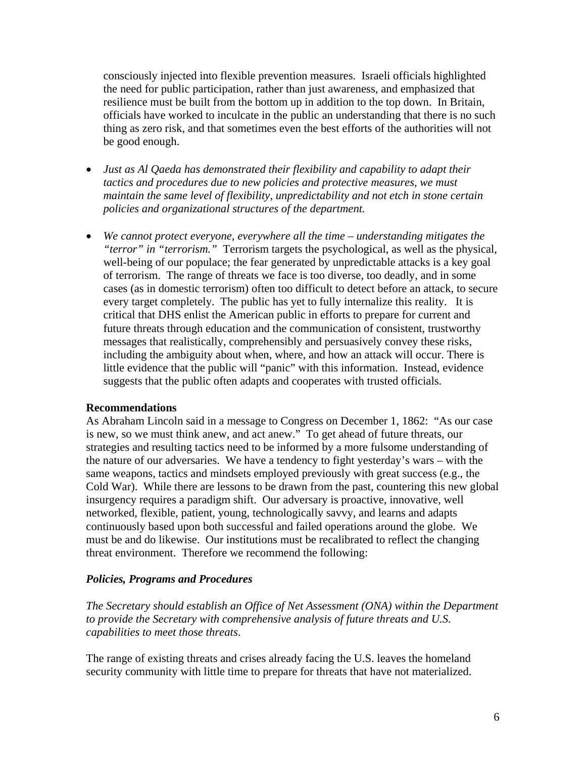consciously injected into flexible prevention measures. Israeli officials highlighted the need for public participation, rather than just awareness, and emphasized that resilience must be built from the bottom up in addition to the top down. In Britain, officials have worked to inculcate in the public an understanding that there is no such thing as zero risk, and that sometimes even the best efforts of the authorities will not be good enough.

- *Just as Al Qaeda has demonstrated their flexibility and capability to adapt their tactics and procedures due to new policies and protective measures, we must maintain the same level of flexibility, unpredictability and not etch in stone certain policies and organizational structures of the department.*

- *We cannot protect everyone, everywhere all the time – understanding mitigates the "terror" in "terrorism."* Terrorism targets the psychological, as well as the physical, well-being of our populace; the fear generated by unpredictable attacks is a key goal of terrorism. The range of threats we face is too diverse, too deadly, and in some cases (as in domestic terrorism) often too difficult to detect before an attack, to secure every target completely. The public has yet to fully internalize this reality. It is critical that DHS enlist the American public in efforts to prepare for current and future threats through education and the communication of consistent, trustworthy messages that realistically, comprehensibly and persuasively convey these risks, including the ambiguity about when, where, and how an attack will occur. There is little evidence that the public will "panic" with this information. Instead, evidence suggests that the public often adapts and cooperates with trusted officials.

**Recommendations**

As Abraham Lincoln said in a message to Congress on December 1, 1862: "As our case is new, so we must think anew, and act anew." To get ahead of future threats, our strategies and resulting tactics need to be informed by a more fulsome understanding of the nature of our adversaries. We have a tendency to fight yesterday's wars – with the same weapons, tactics and mindsets employed previously with great success (e.g., the Cold War). While there are lessons to be drawn from the past, countering this new global insurgency requires a paradigm shift. Our adversary is proactive, innovative, well networked, flexible, patient, young, technologically savvy, and learns and adapts continuously based upon both successful and failed operations around the globe. We must be and do likewise. Our institutions must be recalibrated to reflect the changing threat environment. Therefore we recommend the following:

***Policies, Programs and Procedures***

*The Secretary should establish an Office of Net Assessment (ONA) within the Department to provide the Secretary with comprehensive analysis of future threats and U.S. capabilities to meet those threats*.

The range of existing threats and crises already facing the U.S. leaves the homeland security community with little time to prepare for threats that have not materialized.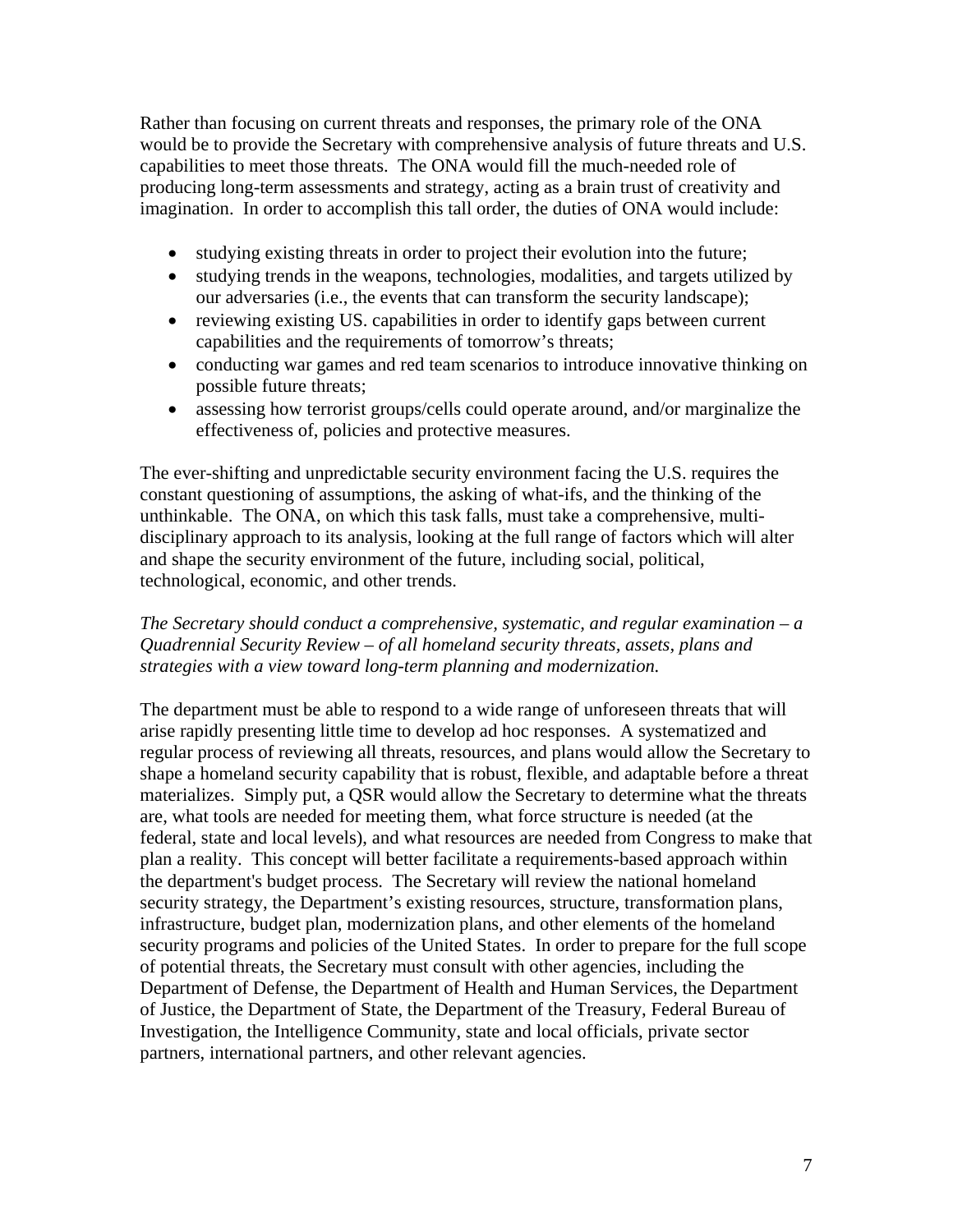Rather than focusing on current threats and responses, the primary role of the ONA would be to provide the Secretary with comprehensive analysis of future threats and U.S. capabilities to meet those threats. The ONA would fill the much-needed role of producing long-term assessments and strategy, acting as a brain trust of creativity and imagination. In order to accomplish this tall order, the duties of ONA would include:

- studying existing threats in order to project their evolution into the future;
- studying trends in the weapons, technologies, modalities, and targets utilized by our adversaries (i.e., the events that can transform the security landscape);
- reviewing existing US. capabilities in order to identify gaps between current capabilities and the requirements of tomorrow's threats;
- conducting war games and red team scenarios to introduce innovative thinking on possible future threats;
- assessing how terrorist groups/cells could operate around, and/or marginalize the effectiveness of, policies and protective measures.

The ever-shifting and unpredictable security environment facing the U.S. requires the constant questioning of assumptions, the asking of what-ifs, and the thinking of the unthinkable. The ONA, on which this task falls, must take a comprehensive, multi-disciplinary approach to its analysis, looking at the full range of factors which will alter and shape the security environment of the future, including social, political, technological, economic, and other trends.

*The Secretary should conduct a comprehensive, systematic, and regular examination – a Quadrennial Security Review – of all homeland security threats, assets, plans and strategies with a view toward long-term planning and modernization.*

The department must be able to respond to a wide range of unforeseen threats that will arise rapidly presenting little time to develop ad hoc responses. A systematized and regular process of reviewing all threats, resources, and plans would allow the Secretary to shape a homeland security capability that is robust, flexible, and adaptable before a threat materializes. Simply put, a QSR would allow the Secretary to determine what the threats are, what tools are needed for meeting them, what force structure is needed (at the federal, state and local levels), and what resources are needed from Congress to make that plan a reality. This concept will better facilitate a requirements-based approach within the department's budget process. The Secretary will review the national homeland security strategy, the Department's existing resources, structure, transformation plans, infrastructure, budget plan, modernization plans, and other elements of the homeland security programs and policies of the United States. In order to prepare for the full scope of potential threats, the Secretary must consult with other agencies, including the Department of Defense, the Department of Health and Human Services, the Department of Justice, the Department of State, the Department of the Treasury, Federal Bureau of Investigation, the Intelligence Community, state and local officials, private sector partners, international partners, and other relevant agencies.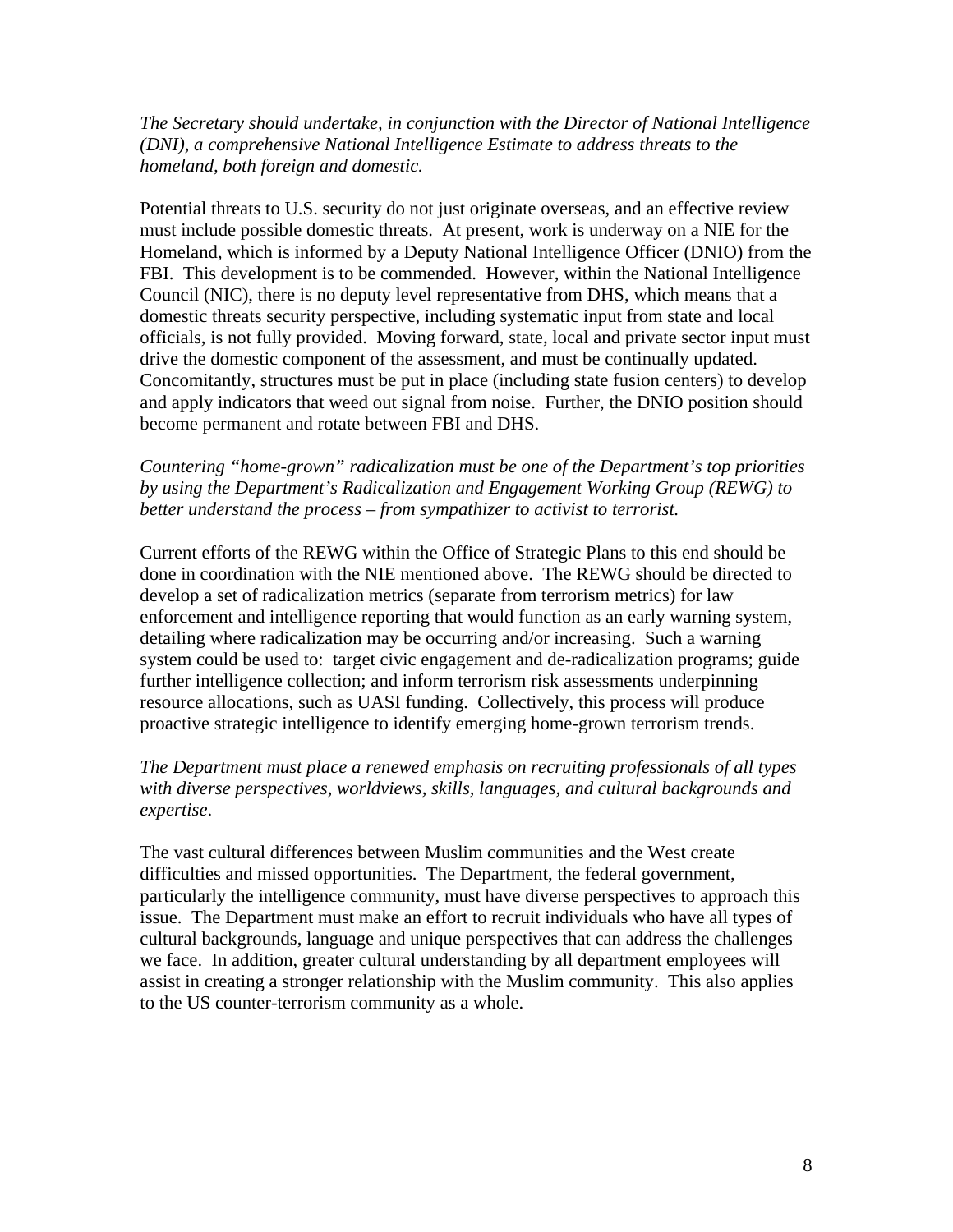*The Secretary should undertake, in conjunction with the Director of National Intelligence (DNI), a comprehensive National Intelligence Estimate to address threats to the homeland, both foreign and domestic.*

Potential threats to U.S. security do not just originate overseas, and an effective review must include possible domestic threats. At present, work is underway on a NIE for the Homeland, which is informed by a Deputy National Intelligence Officer (DNIO) from the FBI. This development is to be commended. However, within the National Intelligence Council (NIC), there is no deputy level representative from DHS, which means that a domestic threats security perspective, including systematic input from state and local officials, is not fully provided. Moving forward, state, local and private sector input must drive the domestic component of the assessment, and must be continually updated. Concomitantly, structures must be put in place (including state fusion centers) to develop and apply indicators that weed out signal from noise. Further, the DNIO position should become permanent and rotate between FBI and DHS.

*Countering "home-grown" radicalization must be one of the Department's top priorities by using the Department's Radicalization and Engagement Working Group (REWG) to better understand the process – from sympathizer to activist to terrorist.*

Current efforts of the REWG within the Office of Strategic Plans to this end should be done in coordination with the NIE mentioned above. The REWG should be directed to develop a set of radicalization metrics (separate from terrorism metrics) for law enforcement and intelligence reporting that would function as an early warning system, detailing where radicalization may be occurring and/or increasing. Such a warning system could be used to: target civic engagement and de-radicalization programs; guide further intelligence collection; and inform terrorism risk assessments underpinning resource allocations, such as UASI funding. Collectively, this process will produce proactive strategic intelligence to identify emerging home-grown terrorism trends.

*The Department must place a renewed emphasis on recruiting professionals of all types with diverse perspectives, worldviews, skills, languages, and cultural backgrounds and expertise.*

The vast cultural differences between Muslim communities and the West create difficulties and missed opportunities. The Department, the federal government, particularly the intelligence community, must have diverse perspectives to approach this issue. The Department must make an effort to recruit individuals who have all types of cultural backgrounds, language and unique perspectives that can address the challenges we face. In addition, greater cultural understanding by all department employees will assist in creating a stronger relationship with the Muslim community. This also applies to the US counter-terrorism community as a whole.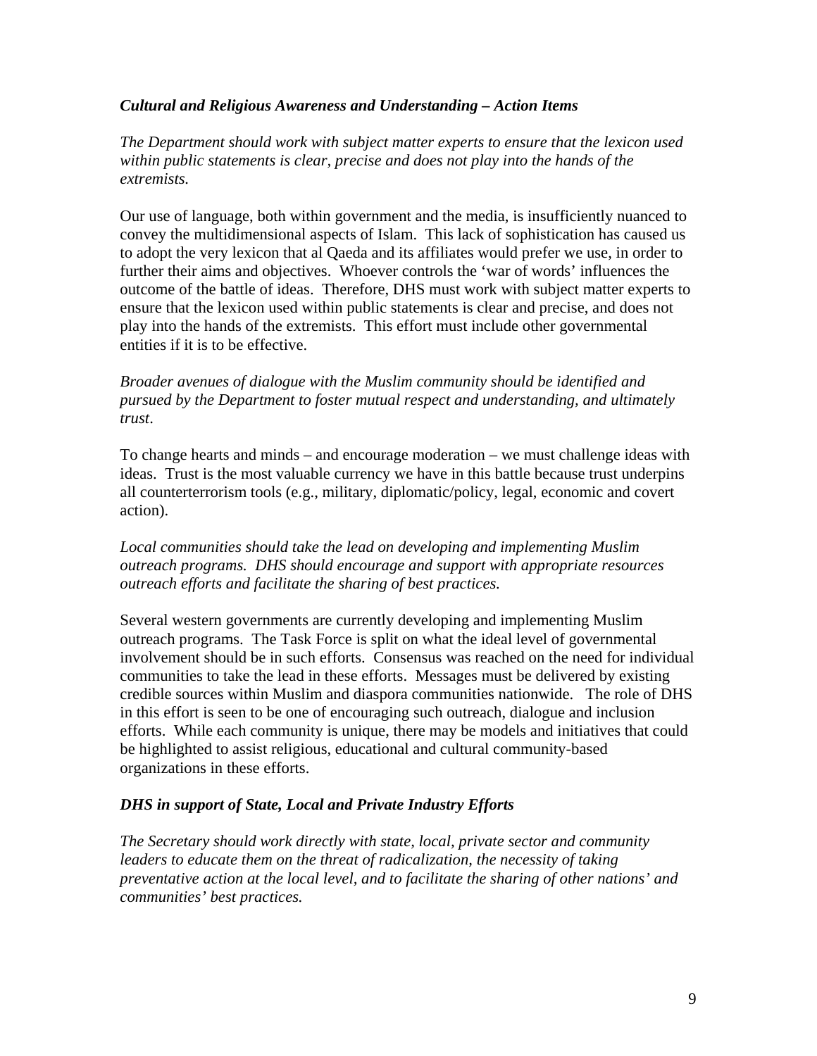### *Cultural and Religious Awareness and Understanding – Action Items*

*The Department should work with subject matter experts to ensure that the lexicon used within public statements is clear, precise and does not play into the hands of the extremists.*

Our use of language, both within government and the media, is insufficiently nuanced to convey the multidimensional aspects of Islam. This lack of sophistication has caused us to adopt the very lexicon that al Qaeda and its affiliates would prefer we use, in order to further their aims and objectives. Whoever controls the 'war of words' influences the outcome of the battle of ideas. Therefore, DHS must work with subject matter experts to ensure that the lexicon used within public statements is clear and precise, and does not play into the hands of the extremists. This effort must include other governmental entities if it is to be effective.

*Broader avenues of dialogue with the Muslim community should be identified and pursued by the Department to foster mutual respect and understanding, and ultimately trust*.

To change hearts and minds – and encourage moderation – we must challenge ideas with ideas. Trust is the most valuable currency we have in this battle because trust underpins all counterterrorism tools (e.g., military, diplomatic/policy, legal, economic and covert action).

*Local communities should take the lead on developing and implementing Muslim outreach programs. DHS should encourage and support with appropriate resources outreach efforts and facilitate the sharing of best practices.*

Several western governments are currently developing and implementing Muslim outreach programs. The Task Force is split on what the ideal level of governmental involvement should be in such efforts. Consensus was reached on the need for individual communities to take the lead in these efforts. Messages must be delivered by existing credible sources within Muslim and diaspora communities nationwide. The role of DHS in this effort is seen to be one of encouraging such outreach, dialogue and inclusion efforts. While each community is unique, there may be models and initiatives that could be highlighted to assist religious, educational and cultural community-based organizations in these efforts.

### *DHS in support of State, Local and Private Industry Efforts*

*The Secretary should work directly with state, local, private sector and community leaders to educate them on the threat of radicalization, the necessity of taking preventative action at the local level, and to facilitate the sharing of other nations' and communities' best practices.*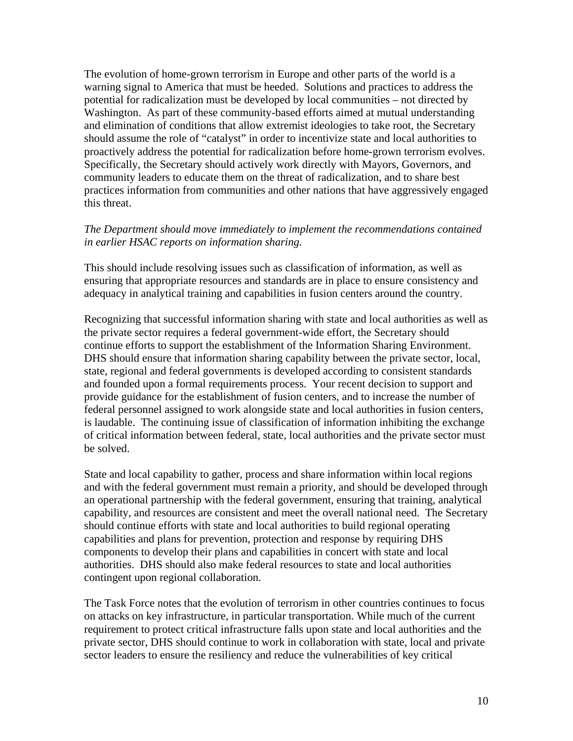The evolution of home-grown terrorism in Europe and other parts of the world is a warning signal to America that must be heeded. Solutions and practices to address the potential for radicalization must be developed by local communities – not directed by Washington. As part of these community-based efforts aimed at mutual understanding and elimination of conditions that allow extremist ideologies to take root, the Secretary should assume the role of "catalyst" in order to incentivize state and local authorities to proactively address the potential for radicalization before home-grown terrorism evolves. Specifically, the Secretary should actively work directly with Mayors, Governors, and community leaders to educate them on the threat of radicalization, and to share best practices information from communities and other nations that have aggressively engaged this threat.

*The Department should move immediately to implement the recommendations contained in earlier HSAC reports on information sharing.*

This should include resolving issues such as classification of information, as well as ensuring that appropriate resources and standards are in place to ensure consistency and adequacy in analytical training and capabilities in fusion centers around the country.

Recognizing that successful information sharing with state and local authorities as well as the private sector requires a federal government-wide effort, the Secretary should continue efforts to support the establishment of the Information Sharing Environment. DHS should ensure that information sharing capability between the private sector, local, state, regional and federal governments is developed according to consistent standards and founded upon a formal requirements process. Your recent decision to support and provide guidance for the establishment of fusion centers, and to increase the number of federal personnel assigned to work alongside state and local authorities in fusion centers, is laudable. The continuing issue of classification of information inhibiting the exchange of critical information between federal, state, local authorities and the private sector must be solved.

State and local capability to gather, process and share information within local regions and with the federal government must remain a priority, and should be developed through an operational partnership with the federal government, ensuring that training, analytical capability, and resources are consistent and meet the overall national need. The Secretary should continue efforts with state and local authorities to build regional operating capabilities and plans for prevention, protection and response by requiring DHS components to develop their plans and capabilities in concert with state and local authorities. DHS should also make federal resources to state and local authorities contingent upon regional collaboration.

The Task Force notes that the evolution of terrorism in other countries continues to focus on attacks on key infrastructure, in particular transportation. While much of the current requirement to protect critical infrastructure falls upon state and local authorities and the private sector, DHS should continue to work in collaboration with state, local and private sector leaders to ensure the resiliency and reduce the vulnerabilities of key critical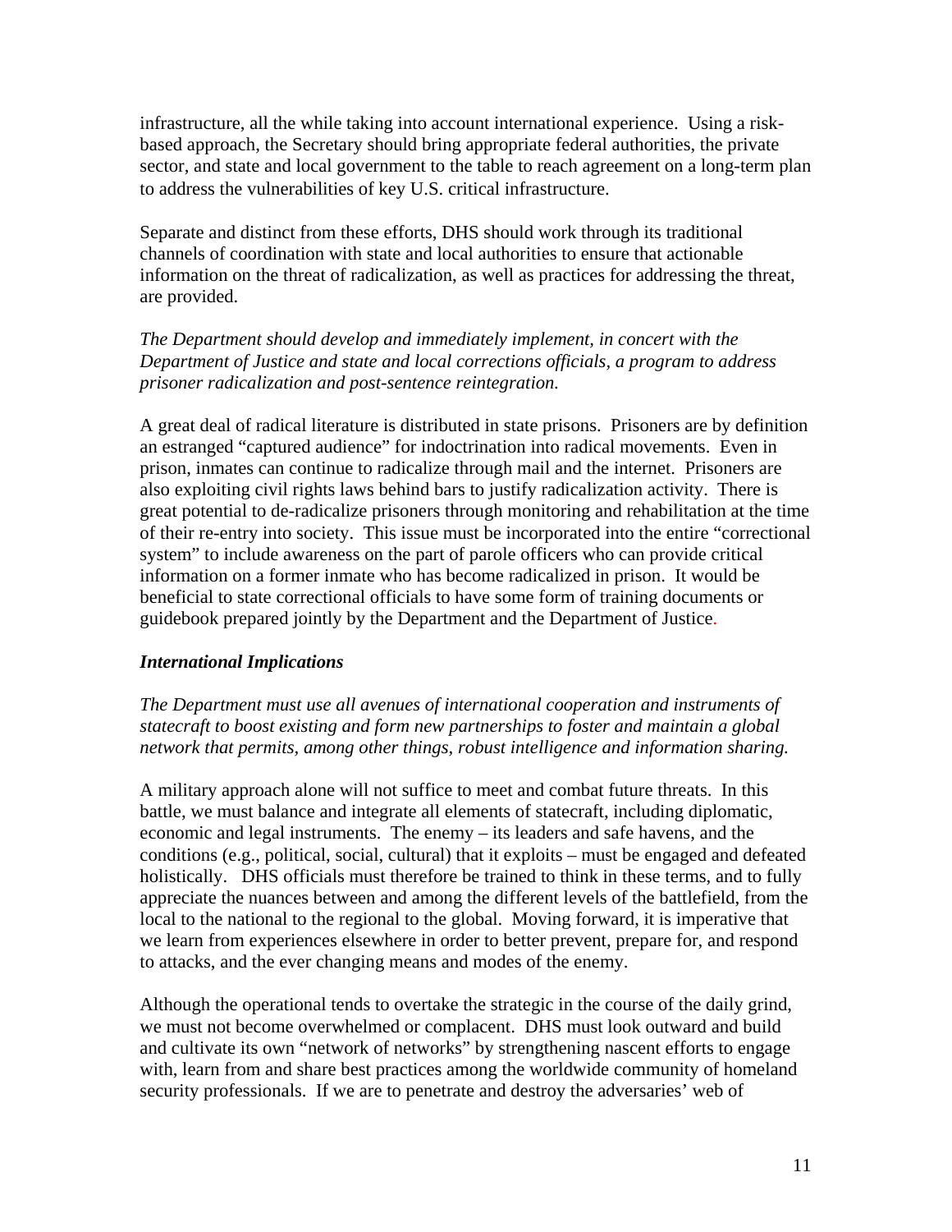infrastructure, all the while taking into account international experience. Using a risk-based approach, the Secretary should bring appropriate federal authorities, the private sector, and state and local government to the table to reach agreement on a long-term plan to address the vulnerabilities of key U.S. critical infrastructure.

Separate and distinct from these efforts, DHS should work through its traditional channels of coordination with state and local authorities to ensure that actionable information on the threat of radicalization, as well as practices for addressing the threat, are provided.

*The Department should develop and immediately implement, in concert with the Department of Justice and state and local corrections officials, a program to address prisoner radicalization and post-sentence reintegration.*

A great deal of radical literature is distributed in state prisons. Prisoners are by definition an estranged "captured audience" for indoctrination into radical movements. Even in prison, inmates can continue to radicalize through mail and the internet. Prisoners are also exploiting civil rights laws behind bars to justify radicalization activity. There is great potential to de-radicalize prisoners through monitoring and rehabilitation at the time of their re-entry into society. This issue must be incorporated into the entire "correctional system" to include awareness on the part of parole officers who can provide critical information on a former inmate who has become radicalized in prison. It would be beneficial to state correctional officials to have some form of training documents or guidebook prepared jointly by the Department and the Department of Justice.

***International Implications***

*The Department must use all avenues of international cooperation and instruments of statecraft to boost existing and form new partnerships to foster and maintain a global network that permits, among other things, robust intelligence and information sharing.*

A military approach alone will not suffice to meet and combat future threats. In this battle, we must balance and integrate all elements of statecraft, including diplomatic, economic and legal instruments. The enemy – its leaders and safe havens, and the conditions (e.g., political, social, cultural) that it exploits – must be engaged and defeated holistically. DHS officials must therefore be trained to think in these terms, and to fully appreciate the nuances between and among the different levels of the battlefield, from the local to the national to the regional to the global. Moving forward, it is imperative that we learn from experiences elsewhere in order to better prevent, prepare for, and respond to attacks, and the ever changing means and modes of the enemy.

Although the operational tends to overtake the strategic in the course of the daily grind, we must not become overwhelmed or complacent. DHS must look outward and build and cultivate its own "network of networks" by strengthening nascent efforts to engage with, learn from and share best practices among the worldwide community of homeland security professionals. If we are to penetrate and destroy the adversaries' web of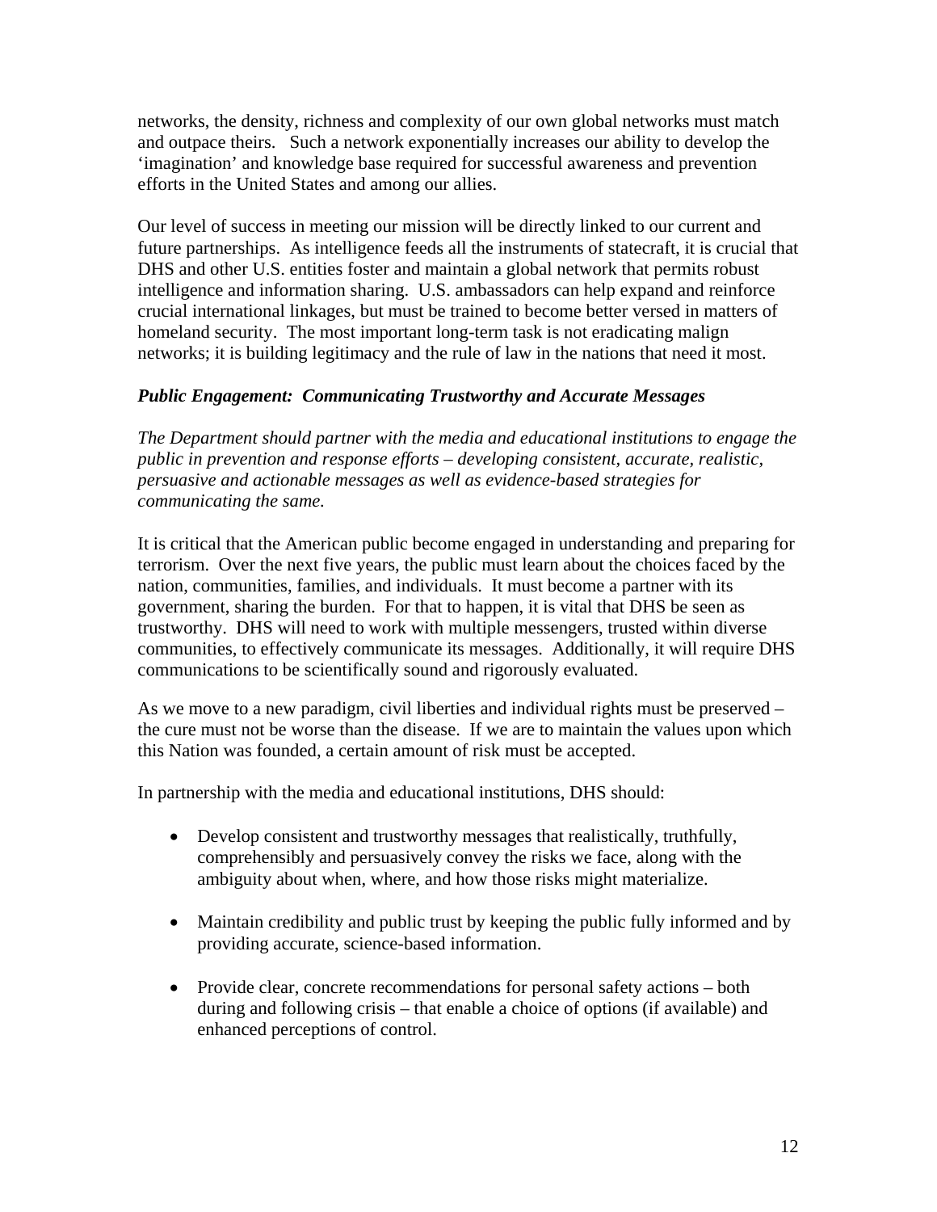networks, the density, richness and complexity of our own global networks must match and outpace theirs. Such a network exponentially increases our ability to develop the 'imagination' and knowledge base required for successful awareness and prevention efforts in the United States and among our allies.

Our level of success in meeting our mission will be directly linked to our current and future partnerships. As intelligence feeds all the instruments of statecraft, it is crucial that DHS and other U.S. entities foster and maintain a global network that permits robust intelligence and information sharing. U.S. ambassadors can help expand and reinforce crucial international linkages, but must be trained to become better versed in matters of homeland security. The most important long-term task is not eradicating malign networks; it is building legitimacy and the rule of law in the nations that need it most.

### *Public Engagement: Communicating Trustworthy and Accurate Messages*

*The Department should partner with the media and educational institutions to engage the public in prevention and response efforts – developing consistent, accurate, realistic, persuasive and actionable messages as well as evidence-based strategies for communicating the same.*

It is critical that the American public become engaged in understanding and preparing for terrorism. Over the next five years, the public must learn about the choices faced by the nation, communities, families, and individuals. It must become a partner with its government, sharing the burden. For that to happen, it is vital that DHS be seen as trustworthy. DHS will need to work with multiple messengers, trusted within diverse communities, to effectively communicate its messages. Additionally, it will require DHS communications to be scientifically sound and rigorously evaluated.

As we move to a new paradigm, civil liberties and individual rights must be preserved – the cure must not be worse than the disease. If we are to maintain the values upon which this Nation was founded, a certain amount of risk must be accepted.

In partnership with the media and educational institutions, DHS should:

- Develop consistent and trustworthy messages that realistically, truthfully, comprehensibly and persuasively convey the risks we face, along with the ambiguity about when, where, and how those risks might materialize.
- Maintain credibility and public trust by keeping the public fully informed and by providing accurate, science-based information.
- Provide clear, concrete recommendations for personal safety actions – both during and following crisis – that enable a choice of options (if available) and enhanced perceptions of control.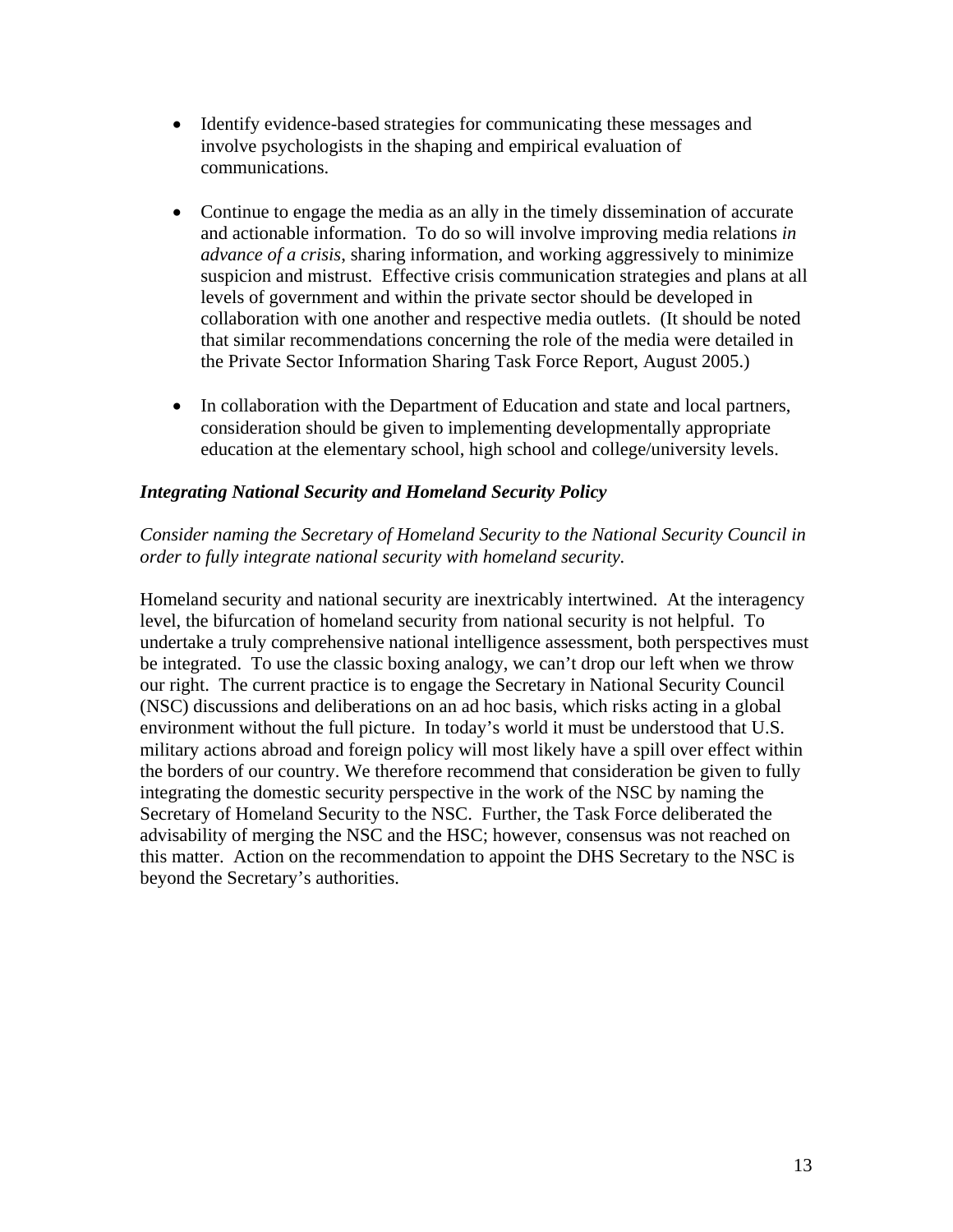- Identify evidence-based strategies for communicating these messages and involve psychologists in the shaping and empirical evaluation of communications.

- Continue to engage the media as an ally in the timely dissemination of accurate and actionable information. To do so will involve improving media relations *in advance of a crisis*, sharing information, and working aggressively to minimize suspicion and mistrust. Effective crisis communication strategies and plans at all levels of government and within the private sector should be developed in collaboration with one another and respective media outlets. (It should be noted that similar recommendations concerning the role of the media were detailed in the Private Sector Information Sharing Task Force Report, August 2005.)

- In collaboration with the Department of Education and state and local partners, consideration should be given to implementing developmentally appropriate education at the elementary school, high school and college/university levels.

### *Integrating National Security and Homeland Security Policy*

*Consider naming the Secretary of Homeland Security to the National Security Council in order to fully integrate national security with homeland security.*

Homeland security and national security are inextricably intertwined. At the interagency level, the bifurcation of homeland security from national security is not helpful. To undertake a truly comprehensive national intelligence assessment, both perspectives must be integrated. To use the classic boxing analogy, we can't drop our left when we throw our right. The current practice is to engage the Secretary in National Security Council (NSC) discussions and deliberations on an ad hoc basis, which risks acting in a global environment without the full picture. In today's world it must be understood that U.S. military actions abroad and foreign policy will most likely have a spill over effect within the borders of our country. We therefore recommend that consideration be given to fully integrating the domestic security perspective in the work of the NSC by naming the Secretary of Homeland Security to the NSC. Further, the Task Force deliberated the advisability of merging the NSC and the HSC; however, consensus was not reached on this matter. Action on the recommendation to appoint the DHS Secretary to the NSC is beyond the Secretary's authorities.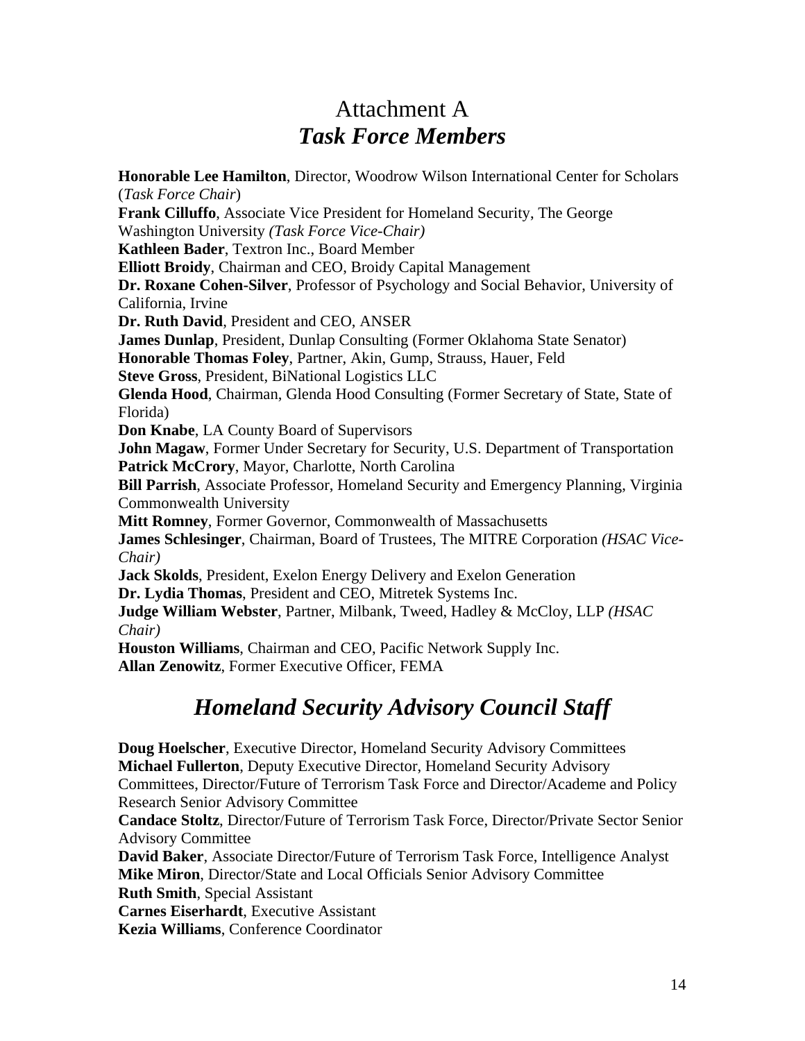# Attachment A
## *Task Force Members*

**Honorable Lee Hamilton**, Director, Woodrow Wilson International Center for Scholars (*Task Force Chair*)
**Frank Cilluffo**, Associate Vice President for Homeland Security, The George Washington University *(Task Force Vice-Chair)*
**Kathleen Bader**, Textron Inc., Board Member
**Elliott Broidy**, Chairman and CEO, Broidy Capital Management
**Dr. Roxane Cohen-Silver**, Professor of Psychology and Social Behavior, University of California, Irvine
**Dr. Ruth David**, President and CEO, ANSER
**James Dunlap**, President, Dunlap Consulting (Former Oklahoma State Senator)
**Honorable Thomas Foley**, Partner, Akin, Gump, Strauss, Hauer, Feld
**Steve Gross**, President, BiNational Logistics LLC
**Glenda Hood**, Chairman, Glenda Hood Consulting (Former Secretary of State, State of Florida)
**Don Knabe**, LA County Board of Supervisors
**John Magaw**, Former Under Secretary for Security, U.S. Department of Transportation
**Patrick McCrory**, Mayor, Charlotte, North Carolina
**Bill Parrish**, Associate Professor, Homeland Security and Emergency Planning, Virginia Commonwealth University
**Mitt Romney**, Former Governor, Commonwealth of Massachusetts
**James Schlesinger**, Chairman, Board of Trustees, The MITRE Corporation *(HSAC Vice-Chair)*
**Jack Skolds**, President, Exelon Energy Delivery and Exelon Generation
**Dr. Lydia Thomas**, President and CEO, Mitretek Systems Inc.
**Judge William Webster**, Partner, Milbank, Tweed, Hadley & McCloy, LLP *(HSAC Chair)*
**Houston Williams**, Chairman and CEO, Pacific Network Supply Inc.
**Allan Zenowitz**, Former Executive Officer, FEMA

## *Homeland Security Advisory Council Staff*

**Doug Hoelscher**, Executive Director, Homeland Security Advisory Committees
**Michael Fullerton**, Deputy Executive Director, Homeland Security Advisory Committees, Director/Future of Terrorism Task Force and Director/Academe and Policy Research Senior Advisory Committee
**Candace Stoltz**, Director/Future of Terrorism Task Force, Director/Private Sector Senior Advisory Committee
**David Baker**, Associate Director/Future of Terrorism Task Force, Intelligence Analyst
**Mike Miron**, Director/State and Local Officials Senior Advisory Committee
**Ruth Smith**, Special Assistant
**Carnes Eiserhardt**, Executive Assistant
**Kezia Williams**, Conference Coordinator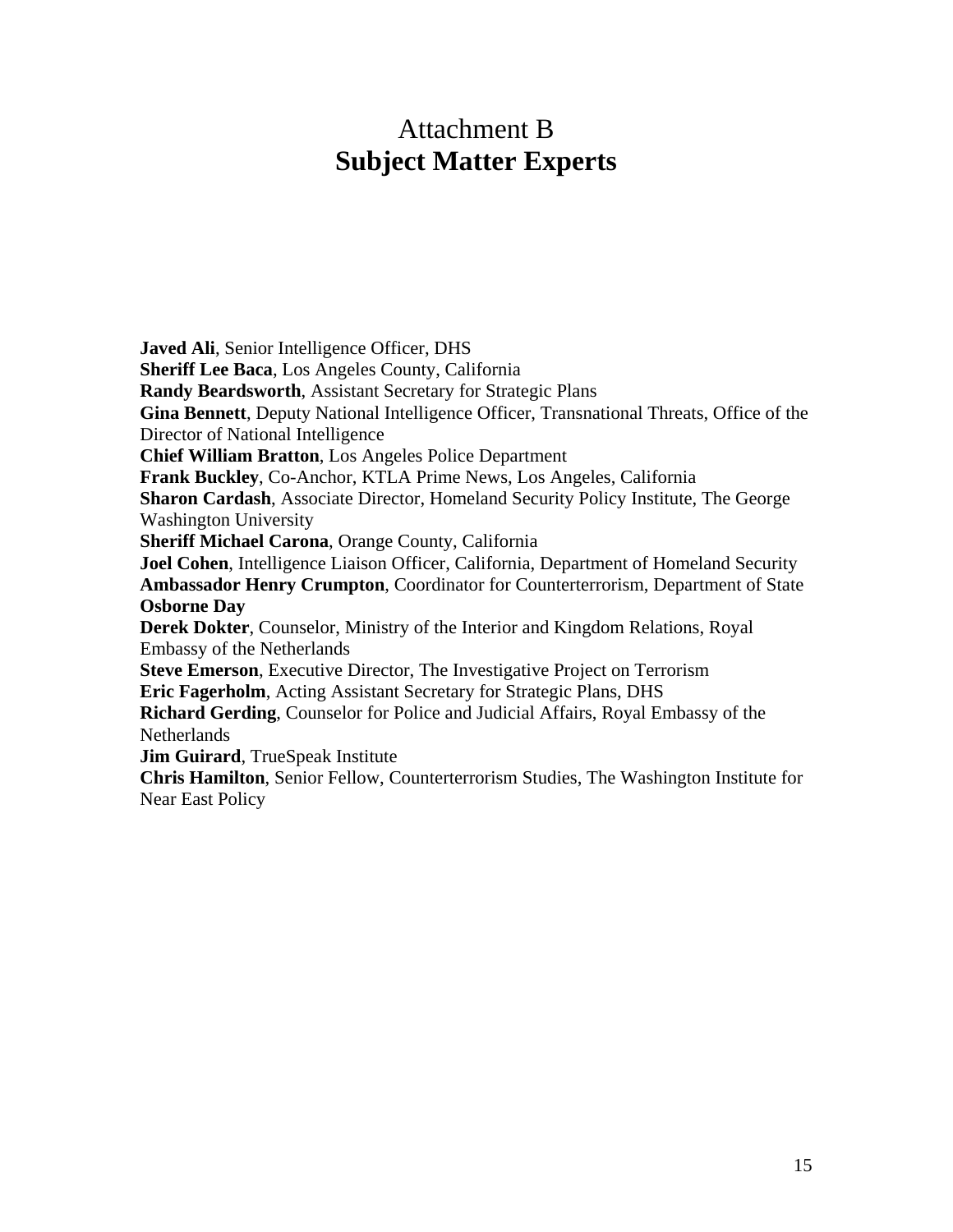# Attachment B
## **Subject Matter Experts**

**Javed Ali**, Senior Intelligence Officer, DHS
**Sheriff Lee Baca**, Los Angeles County, California
**Randy Beardsworth**, Assistant Secretary for Strategic Plans
**Gina Bennett**, Deputy National Intelligence Officer, Transnational Threats, Office of the Director of National Intelligence
**Chief William Bratton**, Los Angeles Police Department
**Frank Buckley**, Co-Anchor, KTLA Prime News, Los Angeles, California
**Sharon Cardash**, Associate Director, Homeland Security Policy Institute, The George Washington University
**Sheriff Michael Carona**, Orange County, California
**Joel Cohen**, Intelligence Liaison Officer, California, Department of Homeland Security
**Ambassador Henry Crumpton**, Coordinator for Counterterrorism, Department of State
**Osborne Day**
**Derek Dokter**, Counselor, Ministry of the Interior and Kingdom Relations, Royal Embassy of the Netherlands
**Steve Emerson**, Executive Director, The Investigative Project on Terrorism
**Eric Fagerholm**, Acting Assistant Secretary for Strategic Plans, DHS
**Richard Gerding**, Counselor for Police and Judicial Affairs, Royal Embassy of the Netherlands
**Jim Guirard**, TrueSpeak Institute
**Chris Hamilton**, Senior Fellow, Counterterrorism Studies, The Washington Institute for Near East Policy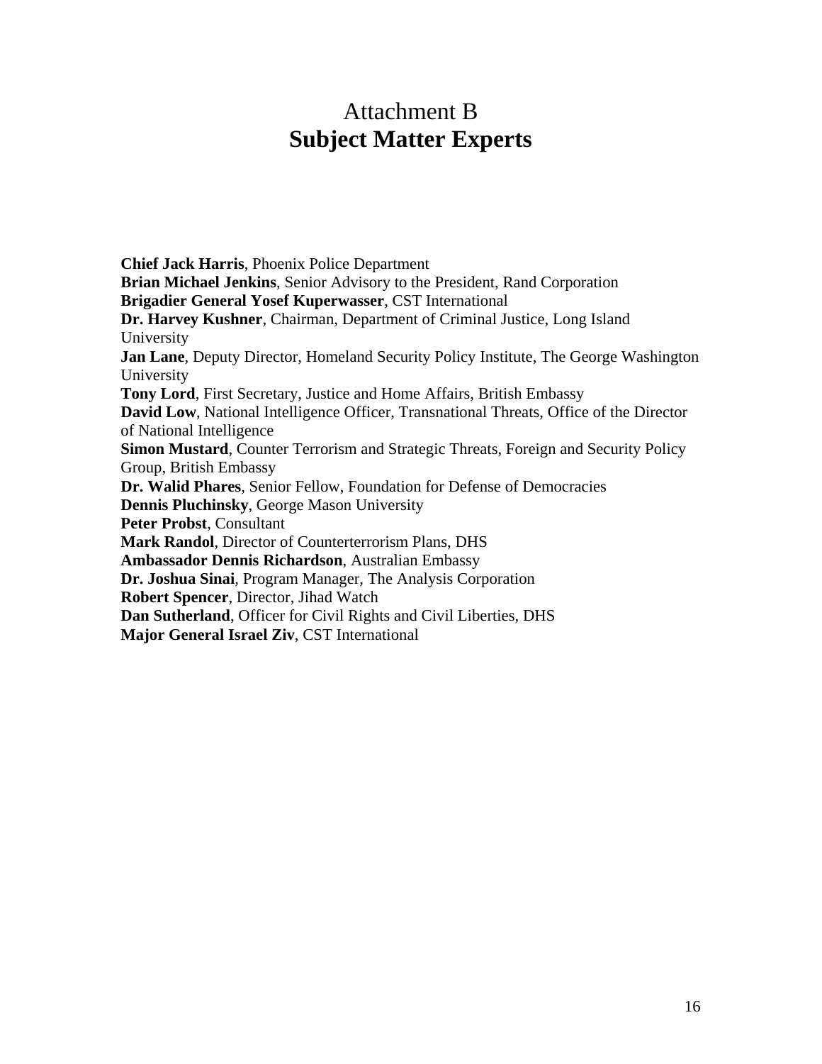# Attachment B
# **Subject Matter Experts**

**Chief Jack Harris**, Phoenix Police Department
**Brian Michael Jenkins**, Senior Advisory to the President, Rand Corporation
**Brigadier General Yosef Kuperwasser**, CST International
**Dr. Harvey Kushner**, Chairman, Department of Criminal Justice, Long Island University
**Jan Lane**, Deputy Director, Homeland Security Policy Institute, The George Washington University
**Tony Lord**, First Secretary, Justice and Home Affairs, British Embassy
**David Low**, National Intelligence Officer, Transnational Threats, Office of the Director of National Intelligence
**Simon Mustard**, Counter Terrorism and Strategic Threats, Foreign and Security Policy Group, British Embassy
**Dr. Walid Phares**, Senior Fellow, Foundation for Defense of Democracies
**Dennis Pluchinsky**, George Mason University
**Peter Probst**, Consultant
**Mark Randol**, Director of Counterterrorism Plans, DHS
**Ambassador Dennis Richardson**, Australian Embassy
**Dr. Joshua Sinai**, Program Manager, The Analysis Corporation
**Robert Spencer**, Director, Jihad Watch
**Dan Sutherland**, Officer for Civil Rights and Civil Liberties, DHS
**Major General Israel Ziv**, CST International